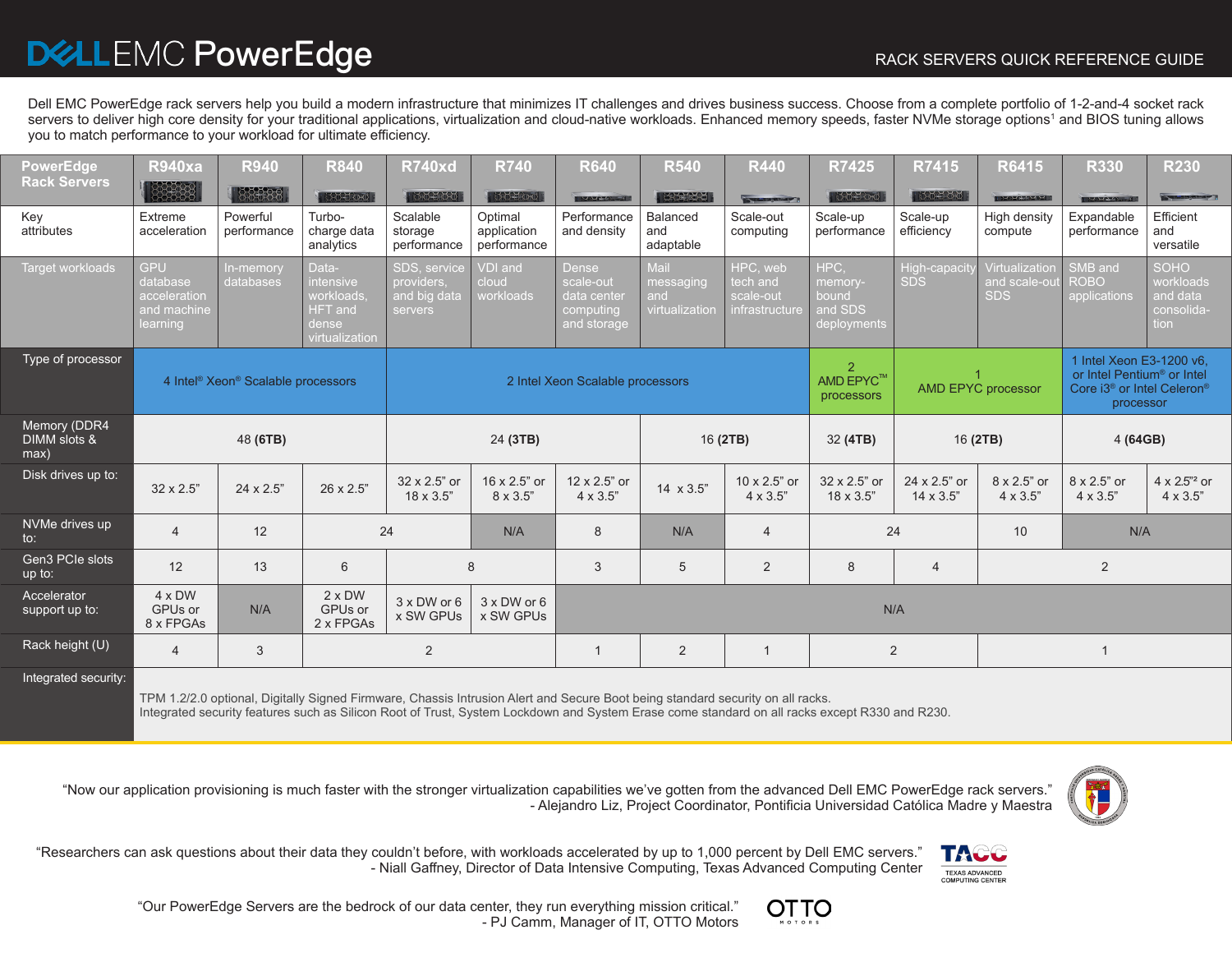# DELL EMC PowerEdge

RACK SERVERS QUICK REFERENCE GUIDE

Dell EMC PowerEdge rack servers help you build a modern infrastructure that minimizes IT challenges and drives business success. Choose from a complete portfolio of 1-2-and-4 socket rack servers to deliver high core density for your traditional applications, virtualization and cloud-native workloads. Enhanced memory speeds, faster NVMe storage options[1] and BIOS tuning allows you to match performance to your workload for ultimate efficiency.

| PowerEdge Rack Servers | R940xa | R940 | R840 | R740xd | R740 | R640 | R540 | R440 | R7425 | R7415 | R6415 | R330 | R230 |
|---|---|---|---|---|---|---|---|---|---|---|---|---|---|
| Key attributes | Extreme acceleration | Powerful performance | Turbo-charge data analytics | Scalable storage performance | Optimal application performance | Performance and density | Balanced and adaptable | Scale-out computing | Scale-up performance | Scale-up efficiency | High density compute | Expandable performance | Efficient and versatile |
| Target workloads | GPU database acceleration and machine learning | In-memory databases | Data-intensive workloads, HFT and dense virtualization | SDS, service providers, and big data servers | VDI and cloud workloads | Dense scale-out data center computing and storage | Mail messaging and virtualization | HPC, web tech and scale-out infrastructure | HPC, memory-bound and SDS deployments | High-capacity SDS | Virtualization and scale-out SDS | SMB and ROBO applications | SOHO workloads and data consolida-tion |
| Type of processor | 4 Intel® Xeon® Scalable processors | | | 2 Intel Xeon Scalable processors | | | | | 2 AMD EPYC™ processors | 1 AMD EPYC processor | | 1 Intel Xeon E3-1200 v6, or Intel Pentium® or Intel Core i3® or Intel Celeron® processor | |
| Memory (DDR4 DIMM slots & max) | 48 **(6TB)** | | | 24 **(3TB)** | | | 16 **(2TB)** | | 32 **(4TB)** | 16 **(2TB)** | | 4 **(64GB)** | |
| Disk drives up to: | 32 x 2.5" | 24 x 2.5" | 26 x 2.5" | 32 x 2.5" or 18 x 3.5" | 16 x 2.5" or 8 x 3.5" | 12 x 2.5" or 4 x 3.5" | 14 x 3.5" | 10 x 2.5" or 4 x 3.5" | 32 x 2.5" or 18 x 3.5" | 24 x 2.5" or 14 x 3.5" | 8 x 2.5" or 4 x 3.5" | 8 x 2.5" or 4 x 3.5" | 4 x 2.5"[2] or 4 x 3.5" |
| NVMe drives up to: | 4 | 12 | 24 | | N/A | 8 | N/A | 4 | 24 | | 10 | N/A | |
| Gen3 PCIe slots up to: | 12 | 13 | 6 | 8 | | 3 | 5 | 2 | 8 | 4 | 2 | | |
| Accelerator support up to: | 4 x DW GPUs or 8 x FPGAs | N/A | 2 x DW GPUs or 2 x FPGAs | 3 x DW or 6 x SW GPUs | 3 x DW or 6 x SW GPUs | N/A | | | | | | | |
| Rack height (U) | 4 | 3 | 2 | | | 1 | 2 | 1 | 2 | | 1 | | |
| Integrated security: | TPM 1.2/2.0 optional, Digitally Signed Firmware, Chassis Intrusion Alert and Secure Boot being standard security on all racks. Integrated security features such as Silicon Root of Trust, System Lockdown and System Erase come standard on all racks except R330 and R230. | | | | | | | | | | | | |

"Now our application provisioning is much faster with the stronger virtualization capabilities we've gotten from the advanced Dell EMC PowerEdge rack servers."
- Alejandro Liz, Project Coordinator, Pontificia Universidad Católica Madre y Maestra

"Researchers can ask questions about their data they couldn't before, with workloads accelerated by up to 1,000 percent by Dell EMC servers."
- Niall Gaffney, Director of Data Intensive Computing, Texas Advanced Computing Center

"Our PowerEdge Servers are the bedrock of our data center, they run everything mission critical."
- PJ Camm, Manager of IT, OTTO Motors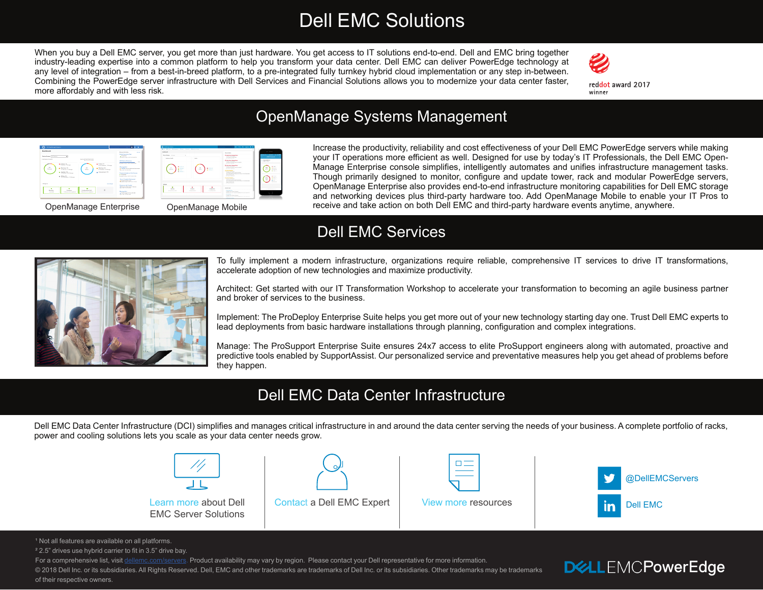# Dell EMC Solutions

When you buy a Dell EMC server, you get more than just hardware. You get access to IT solutions end-to-end. Dell and EMC bring together industry-leading expertise into a common platform to help you transform your data center. Dell EMC can deliver PowerEdge technology at any level of integration – from a best-in-breed platform, to a pre-integrated fully turnkey hybrid cloud implementation or any step in-between. Combining the PowerEdge server infrastructure with Dell Services and Financial Solutions allows you to modernize your data center faster, more affordably and with less risk.

reddot award 2017 winner

## OpenManage Systems Management

OpenManage Enterprise

OpenManage Mobile

Increase the productivity, reliability and cost effectiveness of your Dell EMC PowerEdge servers while making your IT operations more efficient as well. Designed for use by today's IT Professionals, the Dell EMC OpenManage Enterprise console simplifies, intelligently automates and unifies infrastructure management tasks. Though primarily designed to monitor, configure and update tower, rack and modular PowerEdge servers, OpenManage Enterprise also provides end-to-end infrastructure monitoring capabilities for Dell EMC storage and networking devices plus third-party hardware too. Add OpenManage Mobile to enable your IT Pros to receive and take action on both Dell EMC and third-party hardware events anytime, anywhere.

## Dell EMC Services

To fully implement a modern infrastructure, organizations require reliable, comprehensive IT services to drive IT transformations, accelerate adoption of new technologies and maximize productivity.

Architect: Get started with our IT Transformation Workshop to accelerate your transformation to becoming an agile business partner and broker of services to the business.

Implement: The ProDeploy Enterprise Suite helps you get more out of your new technology starting day one. Trust Dell EMC experts to lead deployments from basic hardware installations through planning, configuration and complex integrations.

Manage: The ProSupport Enterprise Suite ensures 24x7 access to elite ProSupport engineers along with automated, proactive and predictive tools enabled by SupportAssist. Our personalized service and preventative measures help you get ahead of problems before they happen.

## Dell EMC Data Center Infrastructure

Dell EMC Data Center Infrastructure (DCI) simplifies and manages critical infrastructure in and around the data center serving the needs of your business. A complete portfolio of racks, power and cooling solutions lets you scale as your data center needs grow.

Learn more about Dell EMC Server Solutions

Contact a Dell EMC Expert

View more resources

@DellEMCServers

Dell EMC

¹ Not all features are available on all platforms.

² 2.5" drives use hybrid carrier to fit in 3.5" drive bay.

For a comprehensive list, visit dellemc.com/servers. Product availability may vary by region. Please contact your Dell representative for more information.

© 2018 Dell Inc. or its subsidiaries. All Rights Reserved. Dell, EMC and other trademarks are trademarks of Dell Inc. or its subsidiaries. Other trademarks may be trademarks of their respective owners.

DELL EMC PowerEdge